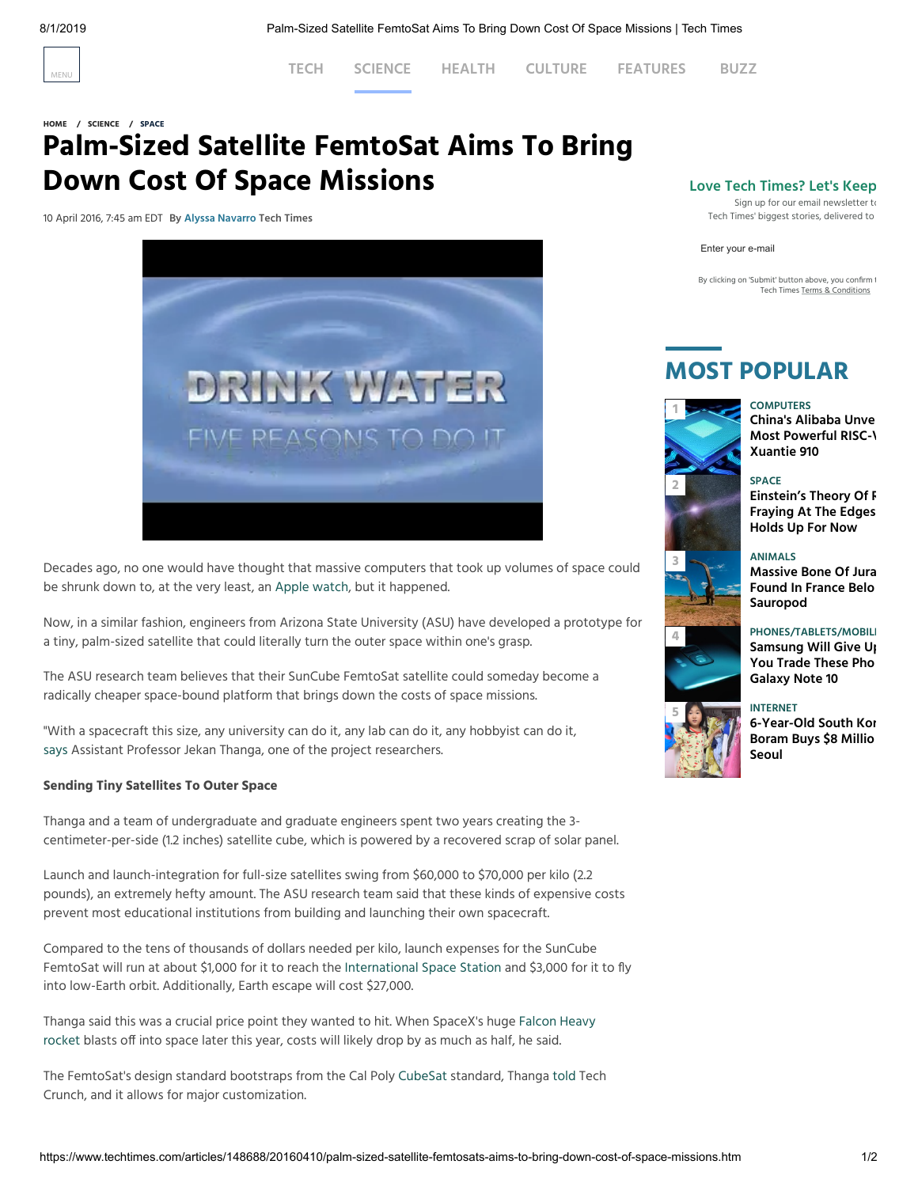HOME / SCIENCE / SPACE

# Palm-Sized Satellite FemtoSat Aims To Bring Down Cost Of Space Missions

10 April 2016, 7:45 am EDT By Alyssa Navarro Tech Times

Decades ago, no one would have thought that massive computers that took up volumes of space could be shrunk down to, at the very least, an Apple watch, but it happened.

Now, in a similar fashion, engineers from Arizona State University (ASU) have developed a prototype for a tiny, palm-sized satellite that could literally turn the outer space within one's grasp.

The ASU research team believes that their SunCube FemtoSat satellite could someday become a radically cheaper space-bound platform that brings down the costs of space missions.

"With a spacecraft this size, any university can do it, any lab can do it, any hobbyist can do it, says Assistant Professor Jekan Thanga, one of the project researchers.

**Sending Tiny Satellites To Outer Space**

Thanga and a team of undergraduate and graduate engineers spent two years creating the 3-centimeter-per-side (1.2 inches) satellite cube, which is powered by a recovered scrap of solar panel.

Launch and launch-integration for full-size satellites swing from $60,000 to $70,000 per kilo (2.2 pounds), an extremely hefty amount. The ASU research team said that these kinds of expensive costs prevent most educational institutions from building and launching their own spacecraft.

Compared to the tens of thousands of dollars needed per kilo, launch expenses for the SunCube FemtoSat will run at about $1,000 for it to reach the International Space Station and $3,000 for it to fly into low-Earth orbit. Additionally, Earth escape will cost $27,000.

Thanga said this was a crucial price point they wanted to hit. When SpaceX's huge Falcon Heavy rocket blasts off into space later this year, costs will likely drop by as much as half, he said.

The FemtoSat's design standard bootstraps from the Cal Poly CubeSat standard, Thanga told Tech Crunch, and it allows for major customization.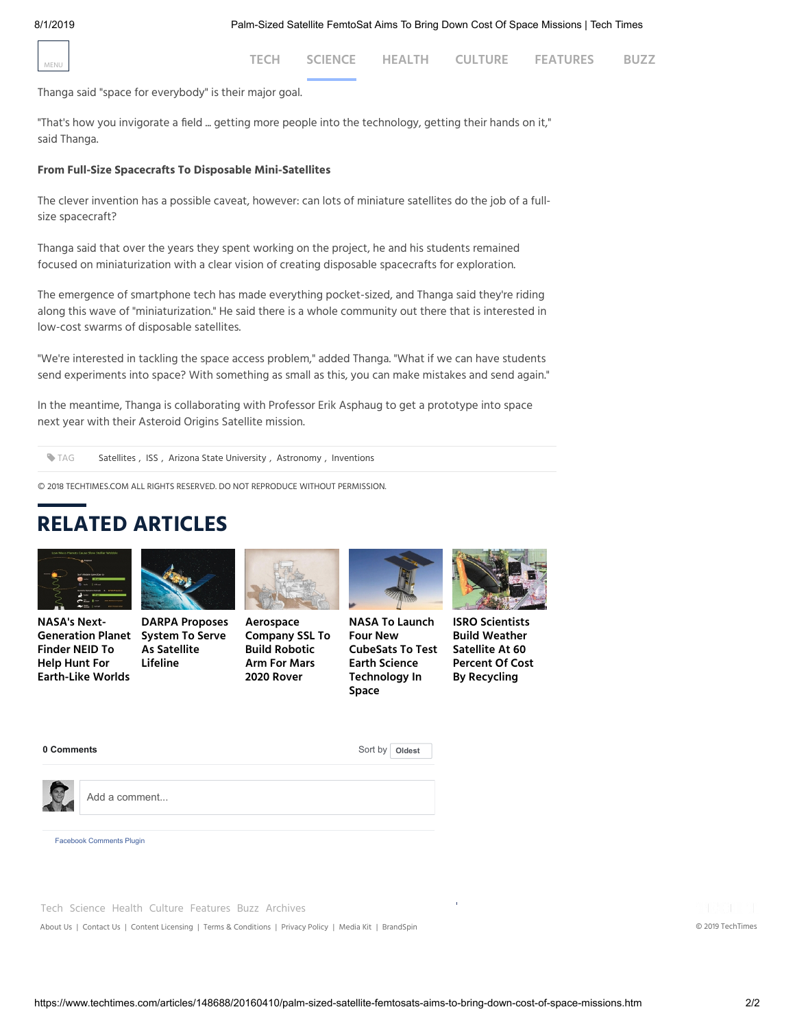Thanga said "space for everybody" is their major goal.

"That's how you invigorate a field ... getting more people into the technology, getting their hands on it," said Thanga.

**From Full-Size Spacecrafts To Disposable Mini-Satellites**

The clever invention has a possible caveat, however: can lots of miniature satellites do the job of a full-size spacecraft?

Thanga said that over the years they spent working on the project, he and his students remained focused on miniaturization with a clear vision of creating disposable spacecrafts for exploration.

The emergence of smartphone tech has made everything pocket-sized, and Thanga said they're riding along this wave of "miniaturization." He said there is a whole community out there that is interested in low-cost swarms of disposable satellites.

"We're interested in tackling the space access problem," added Thanga. "What if we can have students send experiments into space? With something as small as this, you can make mistakes and send again."

In the meantime, Thanga is collaborating with Professor Erik Asphaug to get a prototype into space next year with their Asteroid Origins Satellite mission.

TAG Satellites, ISS, Arizona State University, Astronomy, Inventions

© 2018 TECHTIMES.COM ALL RIGHTS RESERVED. DO NOT REPRODUCE WITHOUT PERMISSION.

## RELATED ARTICLES

**NASA's Next-Generation Planet Finder NEID To Help Hunt For Earth-Like Worlds**

**DARPA Proposes System To Serve As Satellite Lifeline**

**Aerospace Company SSL To Build Robotic Arm For Mars 2020 Rover**

**NASA To Launch Four New CubeSats To Test Earth Science Technology In Space**

**ISRO Scientists Build Weather Satellite At 60 Percent Of Cost By Recycling**

**0 Comments** Sort by Oldest

Add a comment...

Facebook Comments Plugin

Tech Science Health Culture Features Buzz Archives

About Us | Contact Us | Content Licensing | Terms & Conditions | Privacy Policy | Media Kit | BrandSpin

© 2019 TechTimes